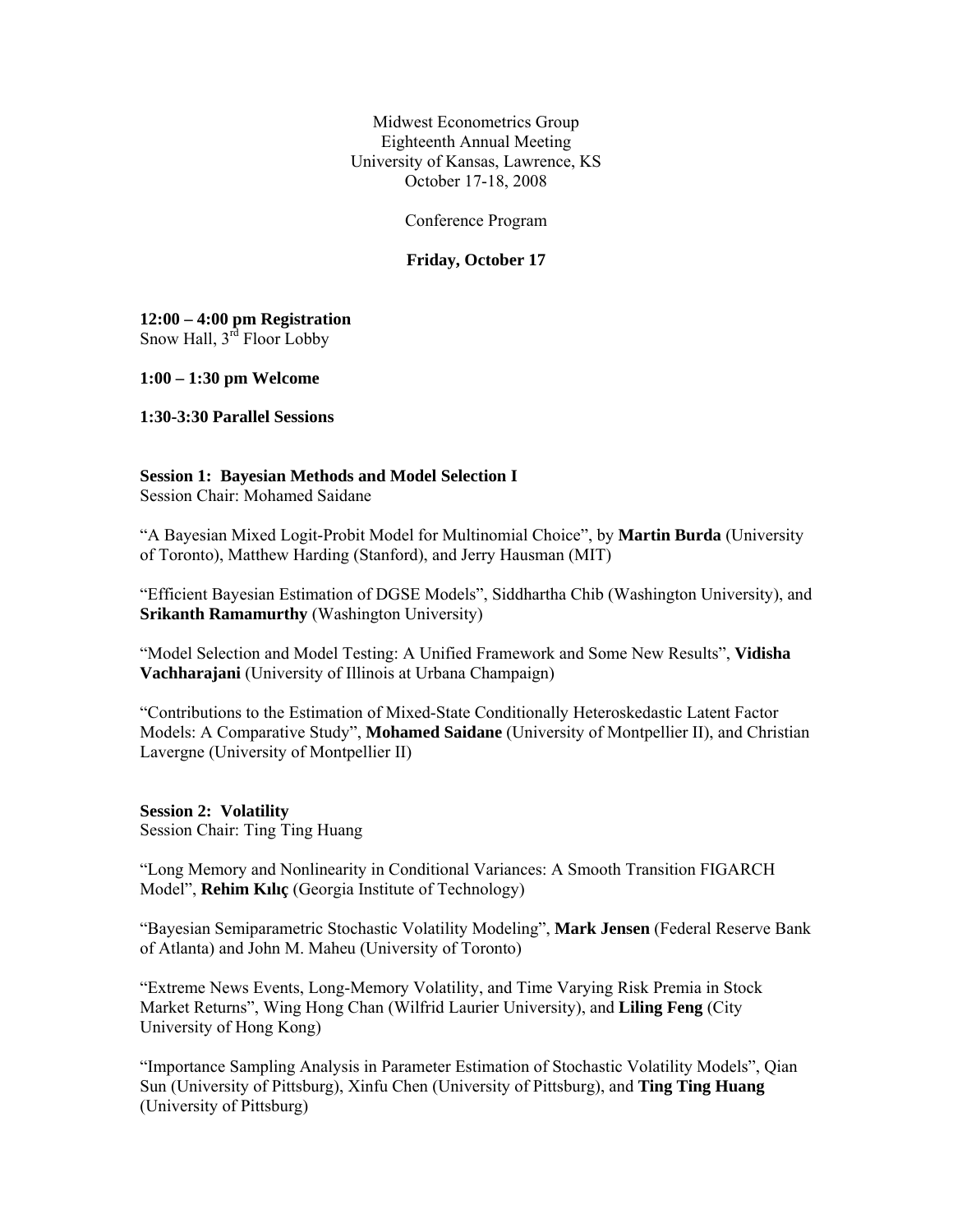Midwest Econometrics Group
Eighteenth Annual Meeting
University of Kansas, Lawrence, KS
October 17-18, 2008

Conference Program

**Friday, October 17**

**12:00 – 4:00 pm Registration**
Snow Hall, 3rd Floor Lobby

**1:00 – 1:30 pm Welcome**

**1:30-3:30 Parallel Sessions**

**Session 1: Bayesian Methods and Model Selection I**
Session Chair: Mohamed Saidane

"A Bayesian Mixed Logit-Probit Model for Multinomial Choice", by **Martin Burda** (University of Toronto), Matthew Harding (Stanford), and Jerry Hausman (MIT)

"Efficient Bayesian Estimation of DGSE Models", Siddhartha Chib (Washington University), and **Srikanth Ramamurthy** (Washington University)

"Model Selection and Model Testing: A Unified Framework and Some New Results", **Vidisha Vachharajani** (University of Illinois at Urbana Champaign)

"Contributions to the Estimation of Mixed-State Conditionally Heteroskedastic Latent Factor Models: A Comparative Study", **Mohamed Saidane** (University of Montpellier II), and Christian Lavergne (University of Montpellier II)

**Session 2: Volatility**
Session Chair: Ting Ting Huang

"Long Memory and Nonlinearity in Conditional Variances: A Smooth Transition FIGARCH Model", **Rehim Kılıç** (Georgia Institute of Technology)

"Bayesian Semiparametric Stochastic Volatility Modeling", **Mark Jensen** (Federal Reserve Bank of Atlanta) and John M. Maheu (University of Toronto)

"Extreme News Events, Long-Memory Volatility, and Time Varying Risk Premia in Stock Market Returns", Wing Hong Chan (Wilfrid Laurier University), and **Liling Feng** (City University of Hong Kong)

"Importance Sampling Analysis in Parameter Estimation of Stochastic Volatility Models", Qian Sun (University of Pittsburg), Xinfu Chen (University of Pittsburg), and **Ting Ting Huang** (University of Pittsburg)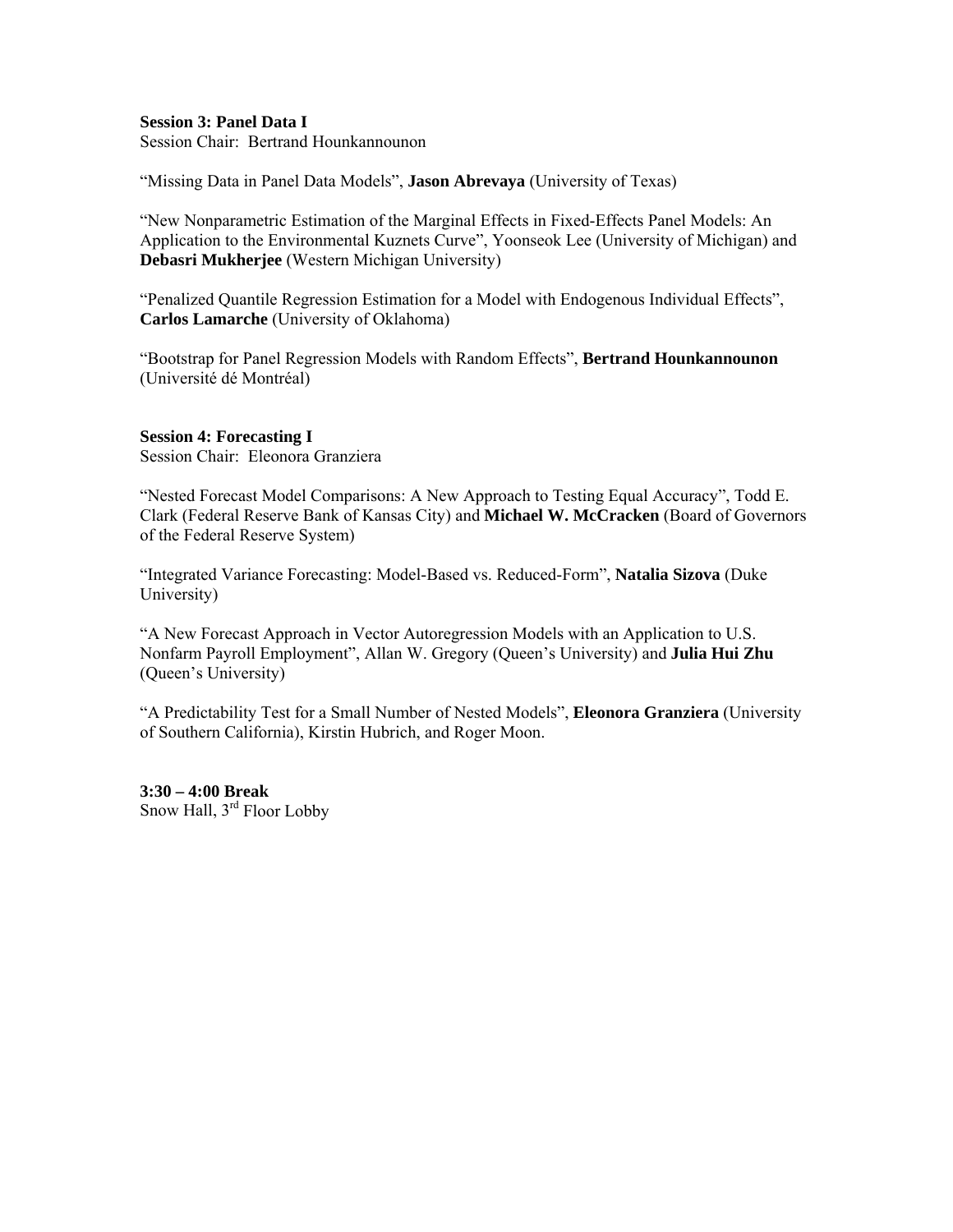**Session 3: Panel Data I**
Session Chair: Bertrand Hounkannounon

"Missing Data in Panel Data Models", **Jason Abrevaya** (University of Texas)

"New Nonparametric Estimation of the Marginal Effects in Fixed-Effects Panel Models: An Application to the Environmental Kuznets Curve", Yoonseok Lee (University of Michigan) and **Debasri Mukherjee** (Western Michigan University)

"Penalized Quantile Regression Estimation for a Model with Endogenous Individual Effects", **Carlos Lamarche** (University of Oklahoma)

"Bootstrap for Panel Regression Models with Random Effects", **Bertrand Hounkannounon** (Université dé Montréal)

**Session 4: Forecasting I**
Session Chair: Eleonora Granziera

"Nested Forecast Model Comparisons: A New Approach to Testing Equal Accuracy", Todd E. Clark (Federal Reserve Bank of Kansas City) and **Michael W. McCracken** (Board of Governors of the Federal Reserve System)

"Integrated Variance Forecasting: Model-Based vs. Reduced-Form", **Natalia Sizova** (Duke University)

"A New Forecast Approach in Vector Autoregression Models with an Application to U.S. Nonfarm Payroll Employment", Allan W. Gregory (Queen's University) and **Julia Hui Zhu** (Queen's University)

"A Predictability Test for a Small Number of Nested Models", **Eleonora Granziera** (University of Southern California), Kirstin Hubrich, and Roger Moon.

**3:30 – 4:00 Break**
Snow Hall, 3rd Floor Lobby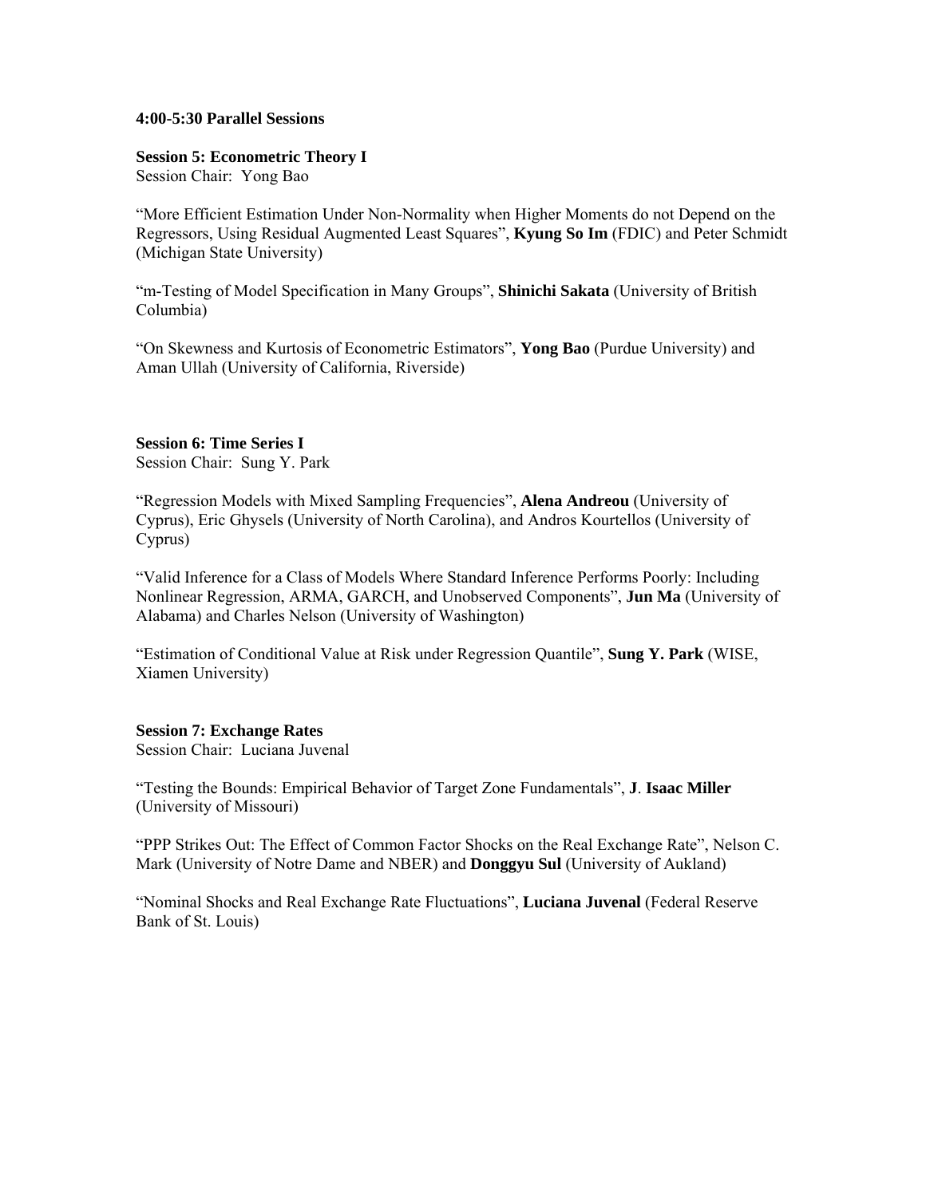**4:00-5:30 Parallel Sessions**

**Session 5: Econometric Theory I**
Session Chair: Yong Bao

"More Efficient Estimation Under Non-Normality when Higher Moments do not Depend on the Regressors, Using Residual Augmented Least Squares", **Kyung So Im** (FDIC) and Peter Schmidt (Michigan State University)

"m-Testing of Model Specification in Many Groups", **Shinichi Sakata** (University of British Columbia)

"On Skewness and Kurtosis of Econometric Estimators", **Yong Bao** (Purdue University) and Aman Ullah (University of California, Riverside)

**Session 6: Time Series I**
Session Chair: Sung Y. Park

"Regression Models with Mixed Sampling Frequencies", **Alena Andreou** (University of Cyprus), Eric Ghysels (University of North Carolina), and Andros Kourtellos (University of Cyprus)

"Valid Inference for a Class of Models Where Standard Inference Performs Poorly: Including Nonlinear Regression, ARMA, GARCH, and Unobserved Components", **Jun Ma** (University of Alabama) and Charles Nelson (University of Washington)

"Estimation of Conditional Value at Risk under Regression Quantile", **Sung Y. Park** (WISE, Xiamen University)

**Session 7: Exchange Rates**
Session Chair: Luciana Juvenal

"Testing the Bounds: Empirical Behavior of Target Zone Fundamentals", **J**. **Isaac Miller** (University of Missouri)

"PPP Strikes Out: The Effect of Common Factor Shocks on the Real Exchange Rate", Nelson C. Mark (University of Notre Dame and NBER) and **Donggyu Sul** (University of Aukland)

"Nominal Shocks and Real Exchange Rate Fluctuations", **Luciana Juvenal** (Federal Reserve Bank of St. Louis)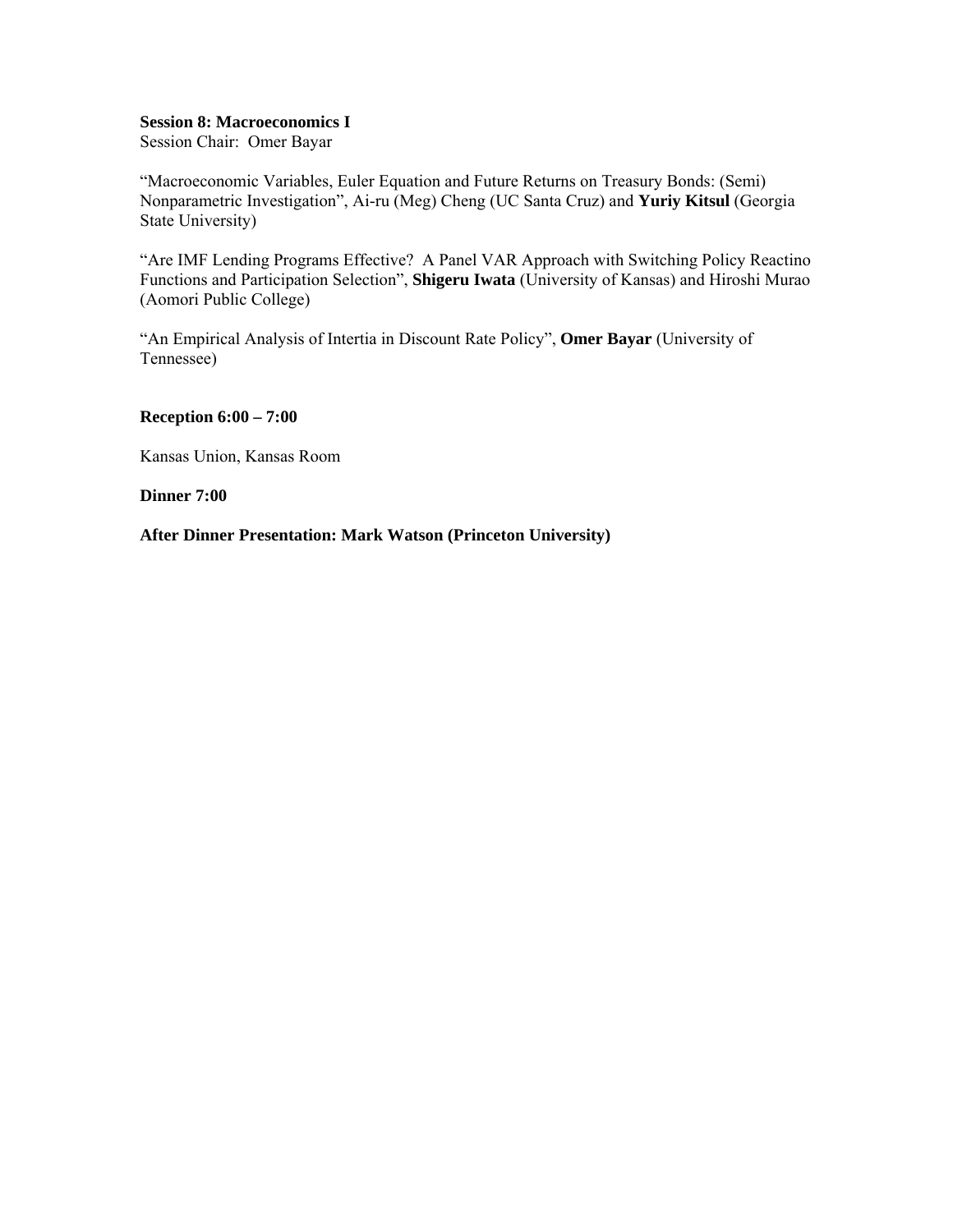**Session 8: Macroeconomics I**
Session Chair: Omer Bayar

"Macroeconomic Variables, Euler Equation and Future Returns on Treasury Bonds: (Semi) Nonparametric Investigation", Ai-ru (Meg) Cheng (UC Santa Cruz) and **Yuriy Kitsul** (Georgia State University)

"Are IMF Lending Programs Effective? A Panel VAR Approach with Switching Policy Reactino Functions and Participation Selection", **Shigeru Iwata** (University of Kansas) and Hiroshi Murao (Aomori Public College)

"An Empirical Analysis of Intertia in Discount Rate Policy", **Omer Bayar** (University of Tennessee)

**Reception 6:00 – 7:00**

Kansas Union, Kansas Room

**Dinner 7:00**

**After Dinner Presentation: Mark Watson (Princeton University)**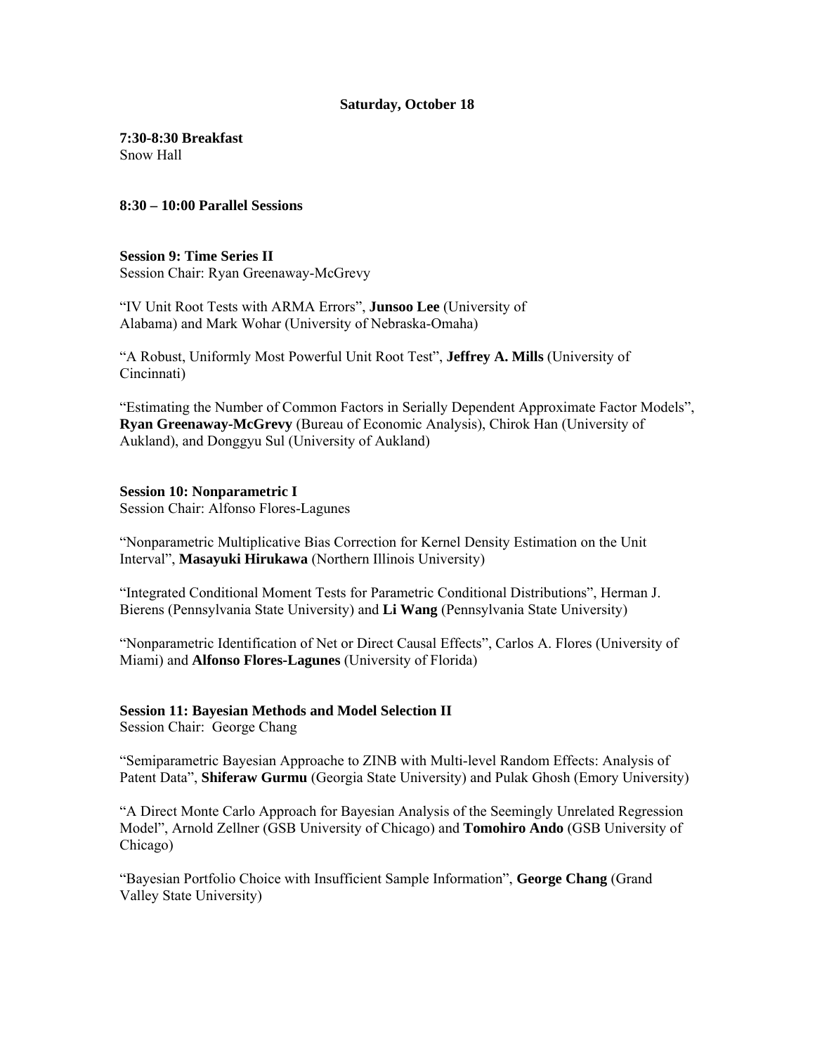**Saturday, October 18**

**7:30-8:30 Breakfast**
Snow Hall

**8:30 – 10:00 Parallel Sessions**

**Session 9: Time Series II**
Session Chair: Ryan Greenaway-McGrevy

"IV Unit Root Tests with ARMA Errors", **Junsoo Lee** (University of Alabama) and Mark Wohar (University of Nebraska-Omaha)

"A Robust, Uniformly Most Powerful Unit Root Test", **Jeffrey A. Mills** (University of Cincinnati)

"Estimating the Number of Common Factors in Serially Dependent Approximate Factor Models", **Ryan Greenaway-McGrevy** (Bureau of Economic Analysis), Chirok Han (University of Aukland), and Donggyu Sul (University of Aukland)

**Session 10: Nonparametric I**
Session Chair: Alfonso Flores-Lagunes

"Nonparametric Multiplicative Bias Correction for Kernel Density Estimation on the Unit Interval", **Masayuki Hirukawa** (Northern Illinois University)

"Integrated Conditional Moment Tests for Parametric Conditional Distributions", Herman J. Bierens (Pennsylvania State University) and **Li Wang** (Pennsylvania State University)

"Nonparametric Identification of Net or Direct Causal Effects", Carlos A. Flores (University of Miami) and **Alfonso Flores-Lagunes** (University of Florida)

**Session 11: Bayesian Methods and Model Selection II**
Session Chair: George Chang

"Semiparametric Bayesian Approache to ZINB with Multi-level Random Effects: Analysis of Patent Data", **Shiferaw Gurmu** (Georgia State University) and Pulak Ghosh (Emory University)

"A Direct Monte Carlo Approach for Bayesian Analysis of the Seemingly Unrelated Regression Model", Arnold Zellner (GSB University of Chicago) and **Tomohiro Ando** (GSB University of Chicago)

"Bayesian Portfolio Choice with Insufficient Sample Information", **George Chang** (Grand Valley State University)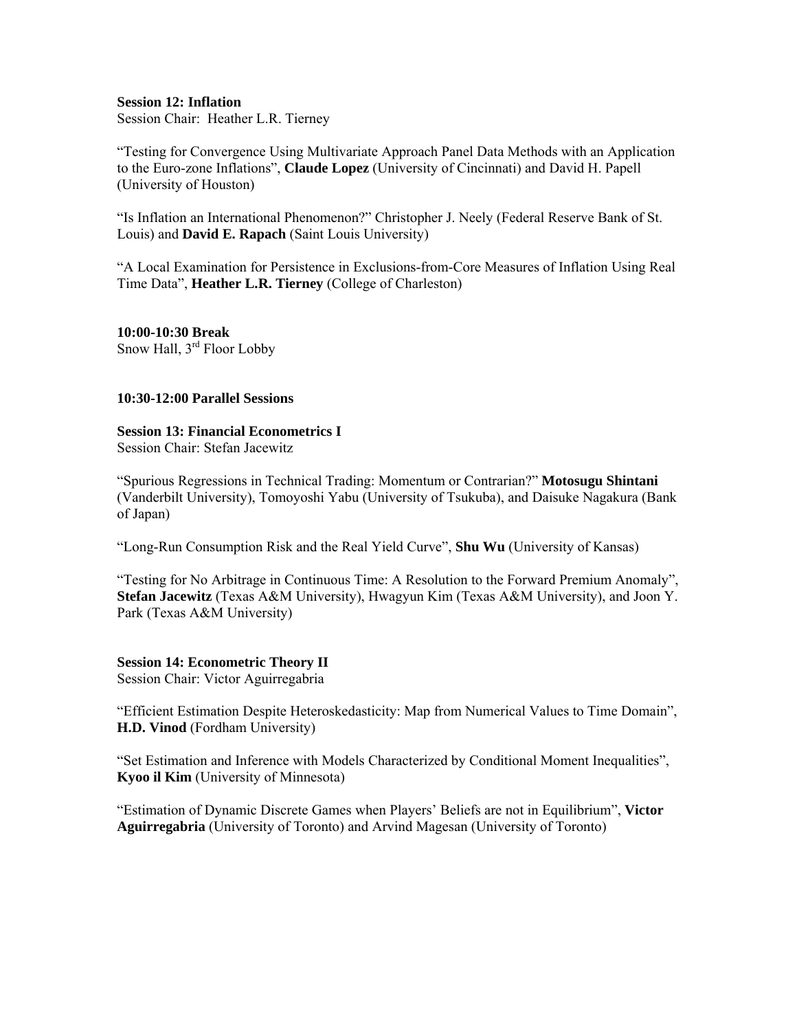**Session 12: Inflation**
Session Chair: Heather L.R. Tierney

"Testing for Convergence Using Multivariate Approach Panel Data Methods with an Application to the Euro-zone Inflations", **Claude Lopez** (University of Cincinnati) and David H. Papell (University of Houston)

"Is Inflation an International Phenomenon?" Christopher J. Neely (Federal Reserve Bank of St. Louis) and **David E. Rapach** (Saint Louis University)

"A Local Examination for Persistence in Exclusions-from-Core Measures of Inflation Using Real Time Data", **Heather L.R. Tierney** (College of Charleston)

**10:00-10:30 Break**
Snow Hall, 3rd Floor Lobby

**10:30-12:00 Parallel Sessions**

**Session 13: Financial Econometrics I**
Session Chair: Stefan Jacewitz

"Spurious Regressions in Technical Trading: Momentum or Contrarian?" **Motosugu Shintani** (Vanderbilt University), Tomoyoshi Yabu (University of Tsukuba), and Daisuke Nagakura (Bank of Japan)

"Long-Run Consumption Risk and the Real Yield Curve", **Shu Wu** (University of Kansas)

"Testing for No Arbitrage in Continuous Time: A Resolution to the Forward Premium Anomaly", **Stefan Jacewitz** (Texas A&M University), Hwagyun Kim (Texas A&M University), and Joon Y. Park (Texas A&M University)

**Session 14: Econometric Theory II**
Session Chair: Victor Aguirregabria

"Efficient Estimation Despite Heteroskedasticity: Map from Numerical Values to Time Domain", **H.D. Vinod** (Fordham University)

"Set Estimation and Inference with Models Characterized by Conditional Moment Inequalities", **Kyoo il Kim** (University of Minnesota)

"Estimation of Dynamic Discrete Games when Players' Beliefs are not in Equilibrium", **Victor Aguirregabria** (University of Toronto) and Arvind Magesan (University of Toronto)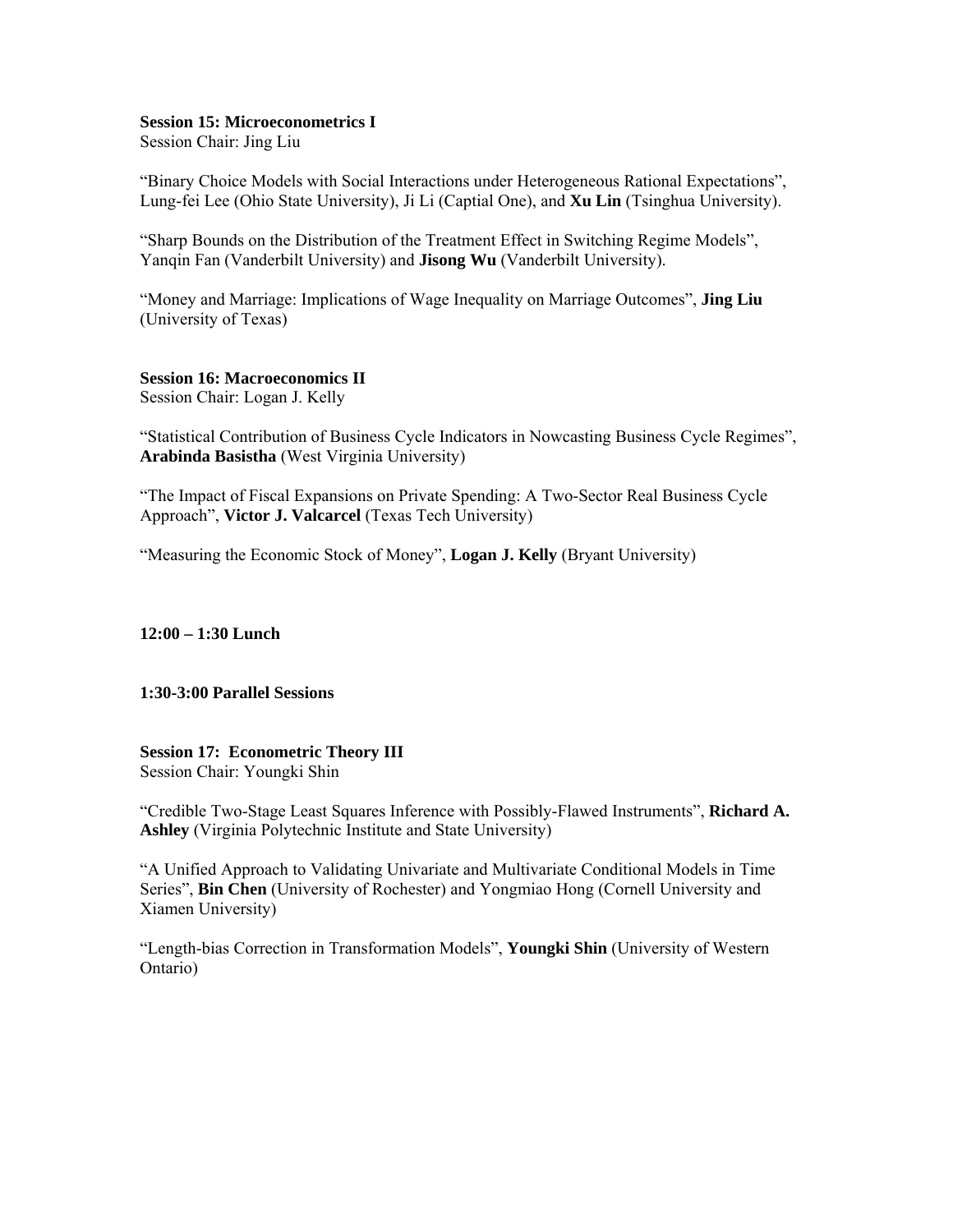**Session 15: Microeconometrics I**
Session Chair: Jing Liu

"Binary Choice Models with Social Interactions under Heterogeneous Rational Expectations", Lung-fei Lee (Ohio State University), Ji Li (Captial One), and **Xu Lin** (Tsinghua University).

"Sharp Bounds on the Distribution of the Treatment Effect in Switching Regime Models", Yanqin Fan (Vanderbilt University) and **Jisong Wu** (Vanderbilt University).

"Money and Marriage: Implications of Wage Inequality on Marriage Outcomes", **Jing Liu** (University of Texas)

**Session 16: Macroeconomics II**
Session Chair: Logan J. Kelly

"Statistical Contribution of Business Cycle Indicators in Nowcasting Business Cycle Regimes", **Arabinda Basistha** (West Virginia University)

"The Impact of Fiscal Expansions on Private Spending: A Two-Sector Real Business Cycle Approach", **Victor J. Valcarcel** (Texas Tech University)

"Measuring the Economic Stock of Money", **Logan J. Kelly** (Bryant University)

**12:00 – 1:30 Lunch**

**1:30-3:00 Parallel Sessions**

**Session 17: Econometric Theory III**
Session Chair: Youngki Shin

"Credible Two-Stage Least Squares Inference with Possibly-Flawed Instruments", **Richard A. Ashley** (Virginia Polytechnic Institute and State University)

"A Unified Approach to Validating Univariate and Multivariate Conditional Models in Time Series", **Bin Chen** (University of Rochester) and Yongmiao Hong (Cornell University and Xiamen University)

"Length-bias Correction in Transformation Models", **Youngki Shin** (University of Western Ontario)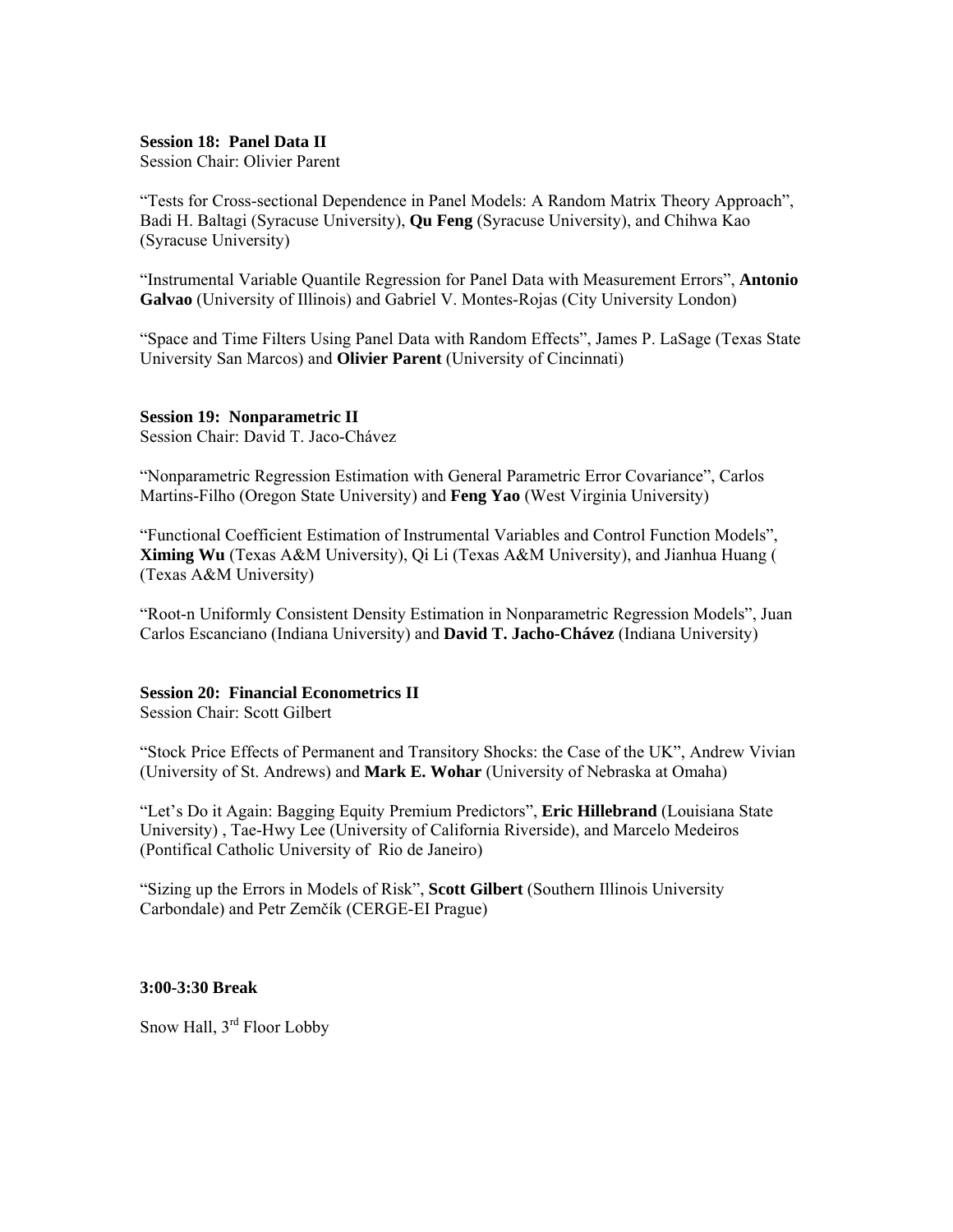**Session 18: Panel Data II**
Session Chair: Olivier Parent

"Tests for Cross-sectional Dependence in Panel Models: A Random Matrix Theory Approach", Badi H. Baltagi (Syracuse University), **Qu Feng** (Syracuse University), and Chihwa Kao (Syracuse University)

"Instrumental Variable Quantile Regression for Panel Data with Measurement Errors", **Antonio Galvao** (University of Illinois) and Gabriel V. Montes-Rojas (City University London)

"Space and Time Filters Using Panel Data with Random Effects", James P. LaSage (Texas State University San Marcos) and **Olivier Parent** (University of Cincinnati)

**Session 19: Nonparametric II**
Session Chair: David T. Jaco-Chávez

"Nonparametric Regression Estimation with General Parametric Error Covariance", Carlos Martins-Filho (Oregon State University) and **Feng Yao** (West Virginia University)

"Functional Coefficient Estimation of Instrumental Variables and Control Function Models", **Ximing Wu** (Texas A&M University), Qi Li (Texas A&M University), and Jianhua Huang ( (Texas A&M University)

"Root-n Uniformly Consistent Density Estimation in Nonparametric Regression Models", Juan Carlos Escanciano (Indiana University) and **David T. Jacho-Chávez** (Indiana University)

**Session 20: Financial Econometrics II**
Session Chair: Scott Gilbert

"Stock Price Effects of Permanent and Transitory Shocks: the Case of the UK", Andrew Vivian (University of St. Andrews) and **Mark E. Wohar** (University of Nebraska at Omaha)

"Let's Do it Again: Bagging Equity Premium Predictors", **Eric Hillebrand** (Louisiana State University) , Tae-Hwy Lee (University of California Riverside), and Marcelo Medeiros (Pontifical Catholic University of Rio de Janeiro)

"Sizing up the Errors in Models of Risk", **Scott Gilbert** (Southern Illinois University Carbondale) and Petr Zemčík (CERGE-EI Prague)

**3:00-3:30 Break**

Snow Hall, 3rd Floor Lobby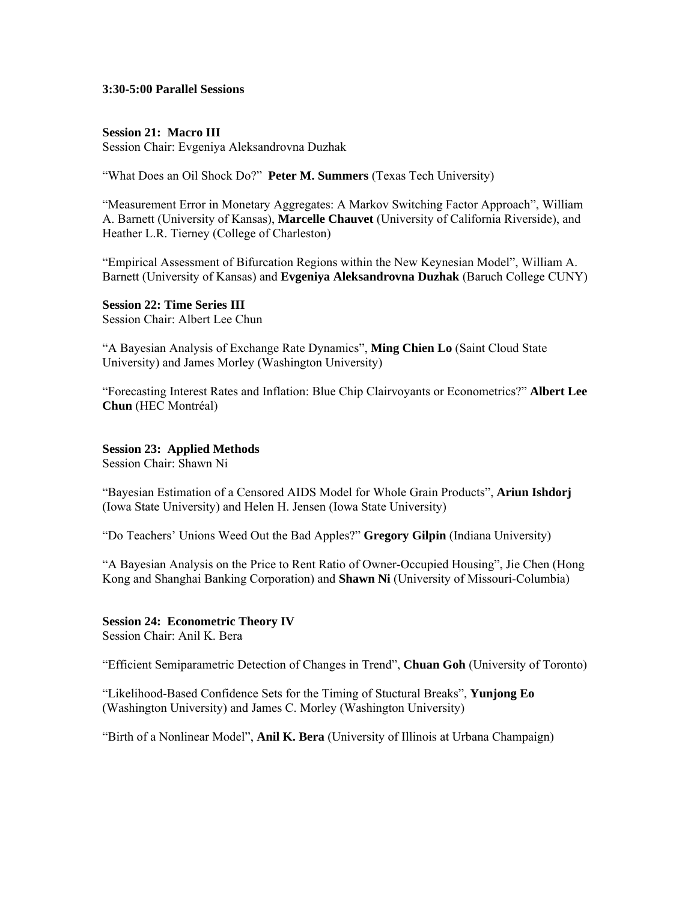**3:30-5:00 Parallel Sessions**

**Session 21: Macro III**
Session Chair: Evgeniya Aleksandrovna Duzhak

"What Does an Oil Shock Do?" **Peter M. Summers** (Texas Tech University)

"Measurement Error in Monetary Aggregates: A Markov Switching Factor Approach", William A. Barnett (University of Kansas), **Marcelle Chauvet** (University of California Riverside), and Heather L.R. Tierney (College of Charleston)

"Empirical Assessment of Bifurcation Regions within the New Keynesian Model", William A. Barnett (University of Kansas) and **Evgeniya Aleksandrovna Duzhak** (Baruch College CUNY)

**Session 22: Time Series III**
Session Chair: Albert Lee Chun

"A Bayesian Analysis of Exchange Rate Dynamics", **Ming Chien Lo** (Saint Cloud State University) and James Morley (Washington University)

"Forecasting Interest Rates and Inflation: Blue Chip Clairvoyants or Econometrics?" **Albert Lee Chun** (HEC Montréal)

**Session 23: Applied Methods**
Session Chair: Shawn Ni

"Bayesian Estimation of a Censored AIDS Model for Whole Grain Products", **Ariun Ishdorj** (Iowa State University) and Helen H. Jensen (Iowa State University)

"Do Teachers' Unions Weed Out the Bad Apples?" **Gregory Gilpin** (Indiana University)

"A Bayesian Analysis on the Price to Rent Ratio of Owner-Occupied Housing", Jie Chen (Hong Kong and Shanghai Banking Corporation) and **Shawn Ni** (University of Missouri-Columbia)

**Session 24: Econometric Theory IV**
Session Chair: Anil K. Bera

"Efficient Semiparametric Detection of Changes in Trend", **Chuan Goh** (University of Toronto)

"Likelihood-Based Confidence Sets for the Timing of Stuctural Breaks", **Yunjong Eo** (Washington University) and James C. Morley (Washington University)

"Birth of a Nonlinear Model", **Anil K. Bera** (University of Illinois at Urbana Champaign)